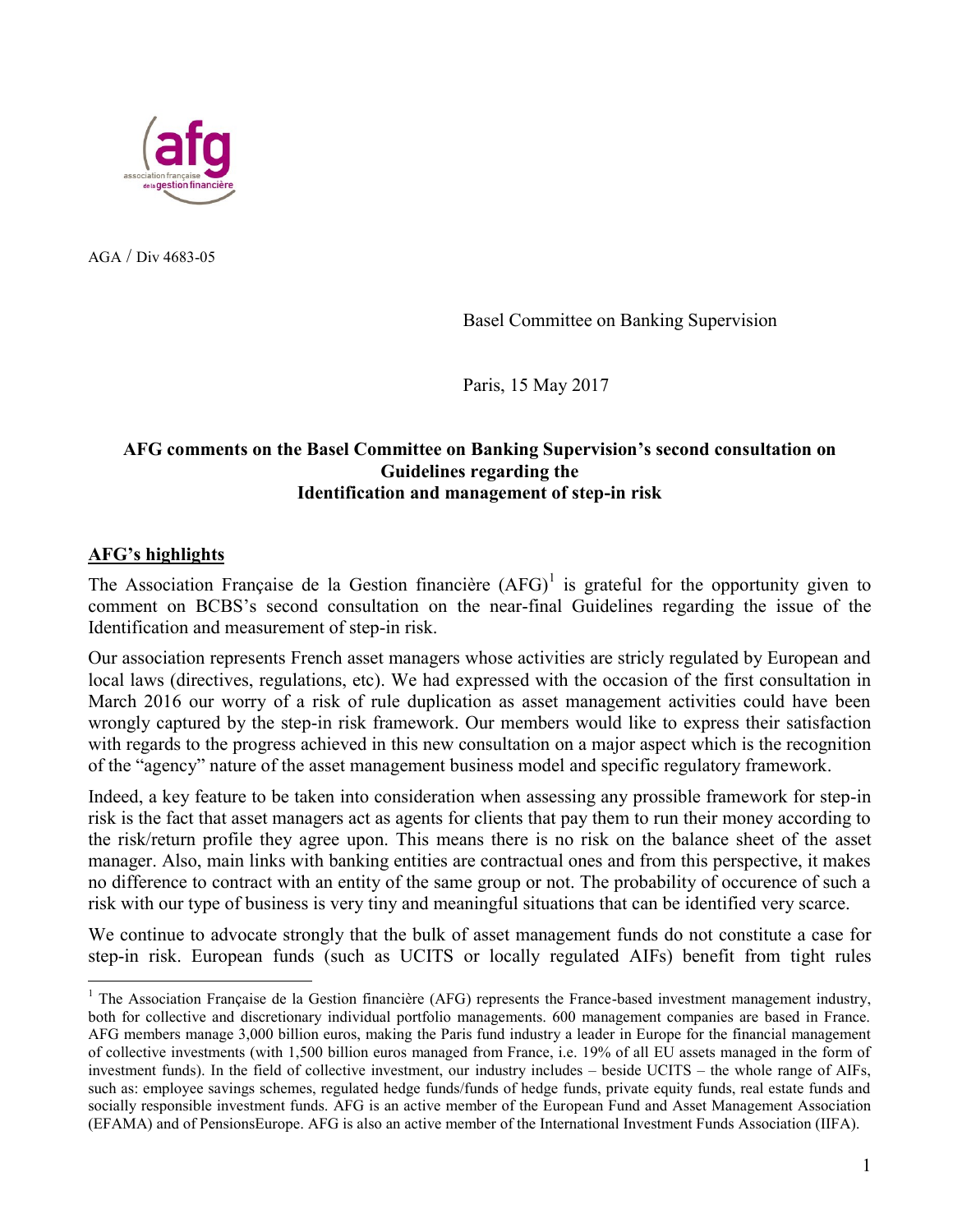AGA / Div 4683-05

Basel Committee on Banking Supervision

Paris, 15 May 2017

**AFG comments on the Basel Committee on Banking Supervision's second consultation on Guidelines regarding the Identification and management of step-in risk**

## AFG's highlights

The Association Française de la Gestion financière (AFG)[1] is grateful for the opportunity given to comment on BCBS's second consultation on the near-final Guidelines regarding the issue of the Identification and measurement of step-in risk.

Our association represents French asset managers whose activities are stricly regulated by European and local laws (directives, regulations, etc). We had expressed with the occasion of the first consultation in March 2016 our worry of a risk of rule duplication as asset management activities could have been wrongly captured by the step-in risk framework. Our members would like to express their satisfaction with regards to the progress achieved in this new consultation on a major aspect which is the recognition of the "agency" nature of the asset management business model and specific regulatory framework.

Indeed, a key feature to be taken into consideration when assessing any possible framework for step-in risk is the fact that asset managers act as agents for clients that pay them to run their money according to the risk/return profile they agree upon. This means there is no risk on the balance sheet of the asset manager. Also, main links with banking entities are contractual ones and from this perspective, it makes no difference to contract with an entity of the same group or not. The probability of occurence of such a risk with our type of business is very tiny and meaningful situations that can be identified very scarce.

We continue to advocate strongly that the bulk of asset management funds do not constitute a case for step-in risk. European funds (such as UCITS or locally regulated AIFs) benefit from tight rules

[1] The Association Française de la Gestion financière (AFG) represents the France-based investment management industry, both for collective and discretionary individual portfolio managements. 600 management companies are based in France. AFG members manage 3,000 billion euros, making the Paris fund industry a leader in Europe for the financial management of collective investments (with 1,500 billion euros managed from France, i.e. 19% of all EU assets managed in the form of investment funds). In the field of collective investment, our industry includes – beside UCITS – the whole range of AIFs, such as: employee savings schemes, regulated hedge funds/funds of hedge funds, private equity funds, real estate funds and socially responsible investment funds. AFG is an active member of the European Fund and Asset Management Association (EFAMA) and of PensionsEurope. AFG is also an active member of the International Investment Funds Association (IIFA).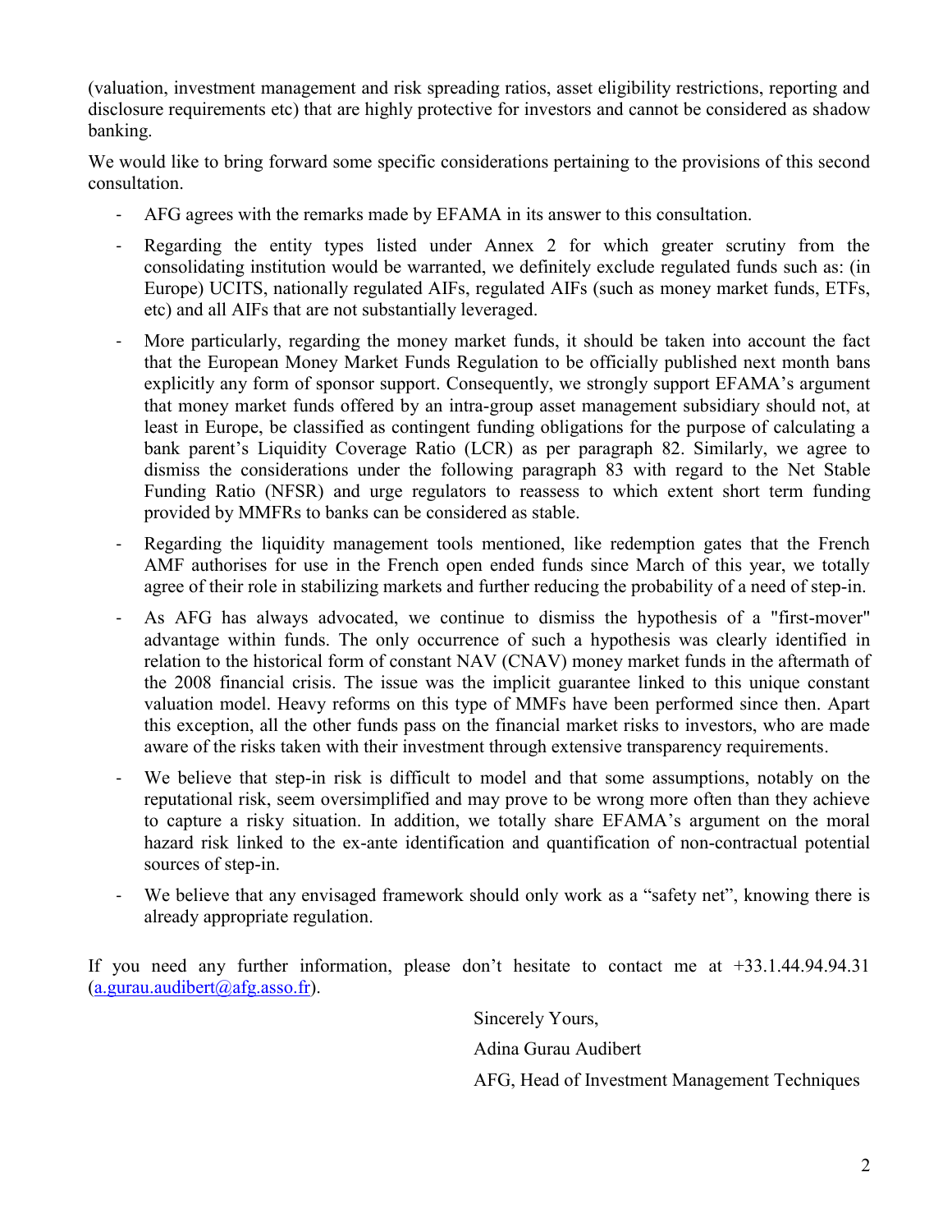(valuation, investment management and risk spreading ratios, asset eligibility restrictions, reporting and disclosure requirements etc) that are highly protective for investors and cannot be considered as shadow banking.

We would like to bring forward some specific considerations pertaining to the provisions of this second consultation.

- AFG agrees with the remarks made by EFAMA in its answer to this consultation.
- Regarding the entity types listed under Annex 2 for which greater scrutiny from the consolidating institution would be warranted, we definitely exclude regulated funds such as: (in Europe) UCITS, nationally regulated AIFs, regulated AIFs (such as money market funds, ETFs, etc) and all AIFs that are not substantially leveraged.
- More particularly, regarding the money market funds, it should be taken into account the fact that the European Money Market Funds Regulation to be officially published next month bans explicitly any form of sponsor support. Consequently, we strongly support EFAMA's argument that money market funds offered by an intra-group asset management subsidiary should not, at least in Europe, be classified as contingent funding obligations for the purpose of calculating a bank parent's Liquidity Coverage Ratio (LCR) as per paragraph 82. Similarly, we agree to dismiss the considerations under the following paragraph 83 with regard to the Net Stable Funding Ratio (NFSR) and urge regulators to reassess to which extent short term funding provided by MMFRs to banks can be considered as stable.
- Regarding the liquidity management tools mentioned, like redemption gates that the French AMF authorises for use in the French open ended funds since March of this year, we totally agree of their role in stabilizing markets and further reducing the probability of a need of step-in.
- As AFG has always advocated, we continue to dismiss the hypothesis of a "first-mover" advantage within funds. The only occurrence of such a hypothesis was clearly identified in relation to the historical form of constant NAV (CNAV) money market funds in the aftermath of the 2008 financial crisis. The issue was the implicit guarantee linked to this unique constant valuation model. Heavy reforms on this type of MMFs have been performed since then. Apart this exception, all the other funds pass on the financial market risks to investors, who are made aware of the risks taken with their investment through extensive transparency requirements.
- We believe that step-in risk is difficult to model and that some assumptions, notably on the reputational risk, seem oversimplified and may prove to be wrong more often than they achieve to capture a risky situation. In addition, we totally share EFAMA's argument on the moral hazard risk linked to the ex-ante identification and quantification of non-contractual potential sources of step-in.
- We believe that any envisaged framework should only work as a "safety net", knowing there is already appropriate regulation.

If you need any further information, please don't hesitate to contact me at +33.1.44.94.94.31 (a.gurau.audibert@afg.asso.fr).

Sincerely Yours,

Adina Gurau Audibert

AFG, Head of Investment Management Techniques